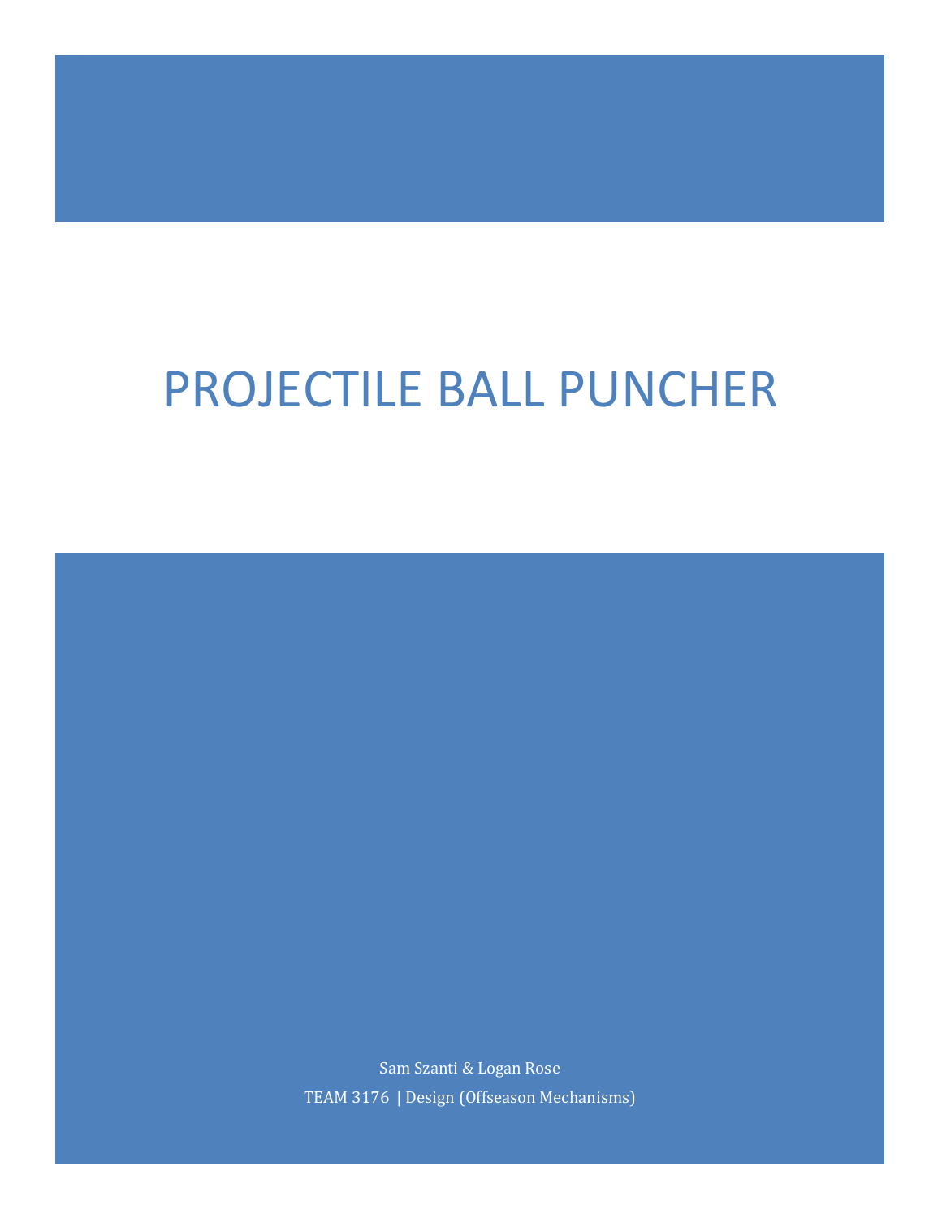# PROJECTILE BALL PUNCHER

Sam Szanti & Logan Rose

TEAM 3176 | Design (Offseason Mechanisms)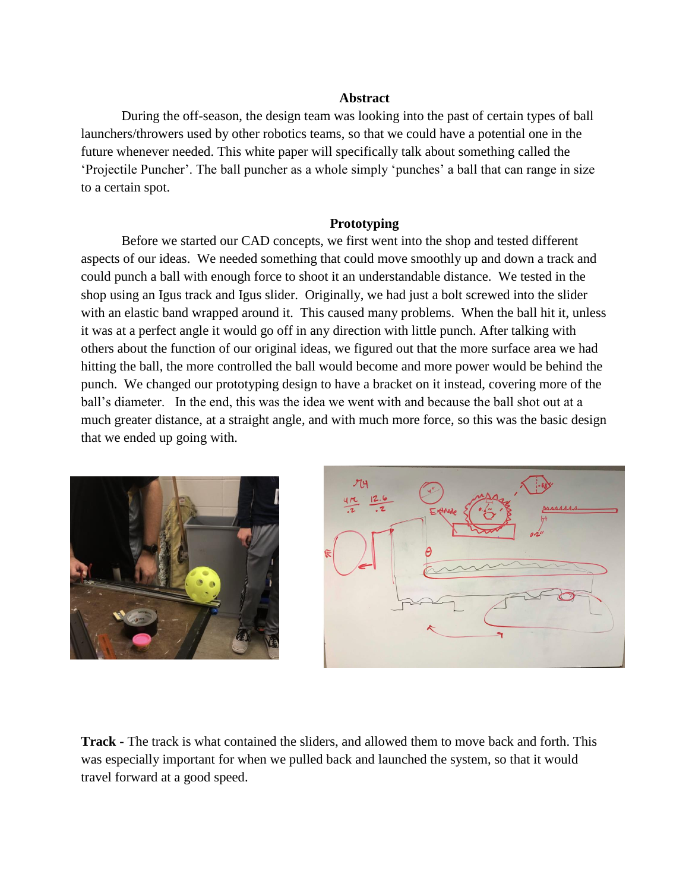## Abstract

During the off-season, the design team was looking into the past of certain types of ball launchers/throwers used by other robotics teams, so that we could have a potential one in the future whenever needed. This white paper will specifically talk about something called the 'Projectile Puncher'. The ball puncher as a whole simply 'punches' a ball that can range in size to a certain spot.

## Prototyping

Before we started our CAD concepts, we first went into the shop and tested different aspects of our ideas. We needed something that could move smoothly up and down a track and could punch a ball with enough force to shoot it an understandable distance. We tested in the shop using an Igus track and Igus slider. Originally, we had just a bolt screwed into the slider with an elastic band wrapped around it. This caused many problems. When the ball hit it, unless it was at a perfect angle it would go off in any direction with little punch. After talking with others about the function of our original ideas, we figured out that the more surface area we had hitting the ball, the more controlled the ball would become and more power would be behind the punch. We changed our prototyping design to have a bracket on it instead, covering more of the ball's diameter. In the end, this was the idea we went with and because the ball shot out at a much greater distance, at a straight angle, and with much more force, so this was the basic design that we ended up going with.

**Track -** The track is what contained the sliders, and allowed them to move back and forth. This was especially important for when we pulled back and launched the system, so that it would travel forward at a good speed.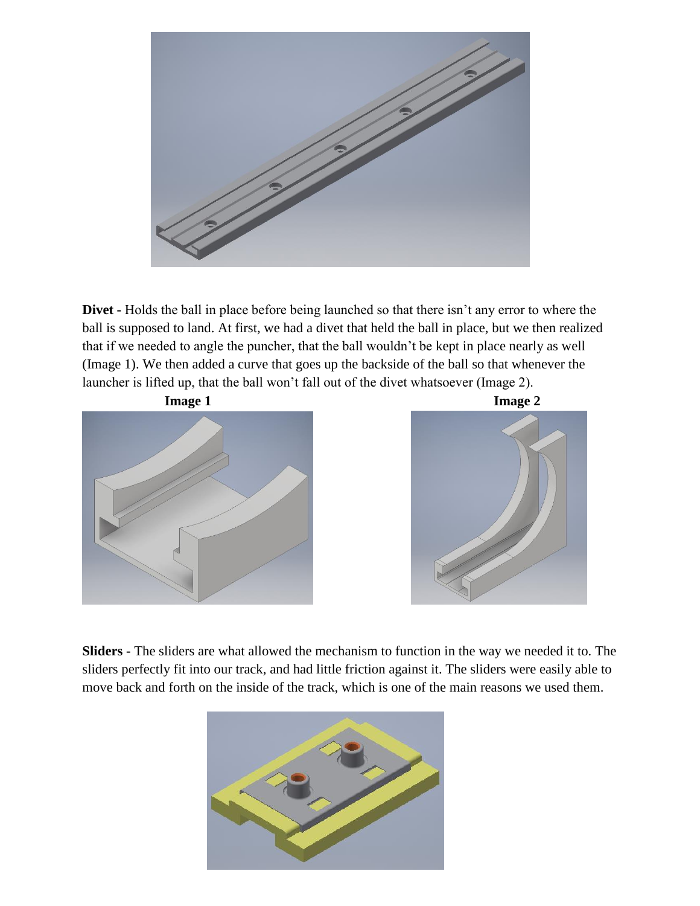**Divet -** Holds the ball in place before being launched so that there isn't any error to where the ball is supposed to land. At first, we had a divet that held the ball in place, but we then realized that if we needed to angle the puncher, that the ball wouldn't be kept in place nearly as well (Image 1). We then added a curve that goes up the backside of the ball so that whenever the launcher is lifted up, that the ball won't fall out of the divet whatsoever (Image 2).

**Image 1**

**Image 2**

**Sliders -** The sliders are what allowed the mechanism to function in the way we needed it to. The sliders perfectly fit into our track, and had little friction against it. The sliders were easily able to move back and forth on the inside of the track, which is one of the main reasons we used them.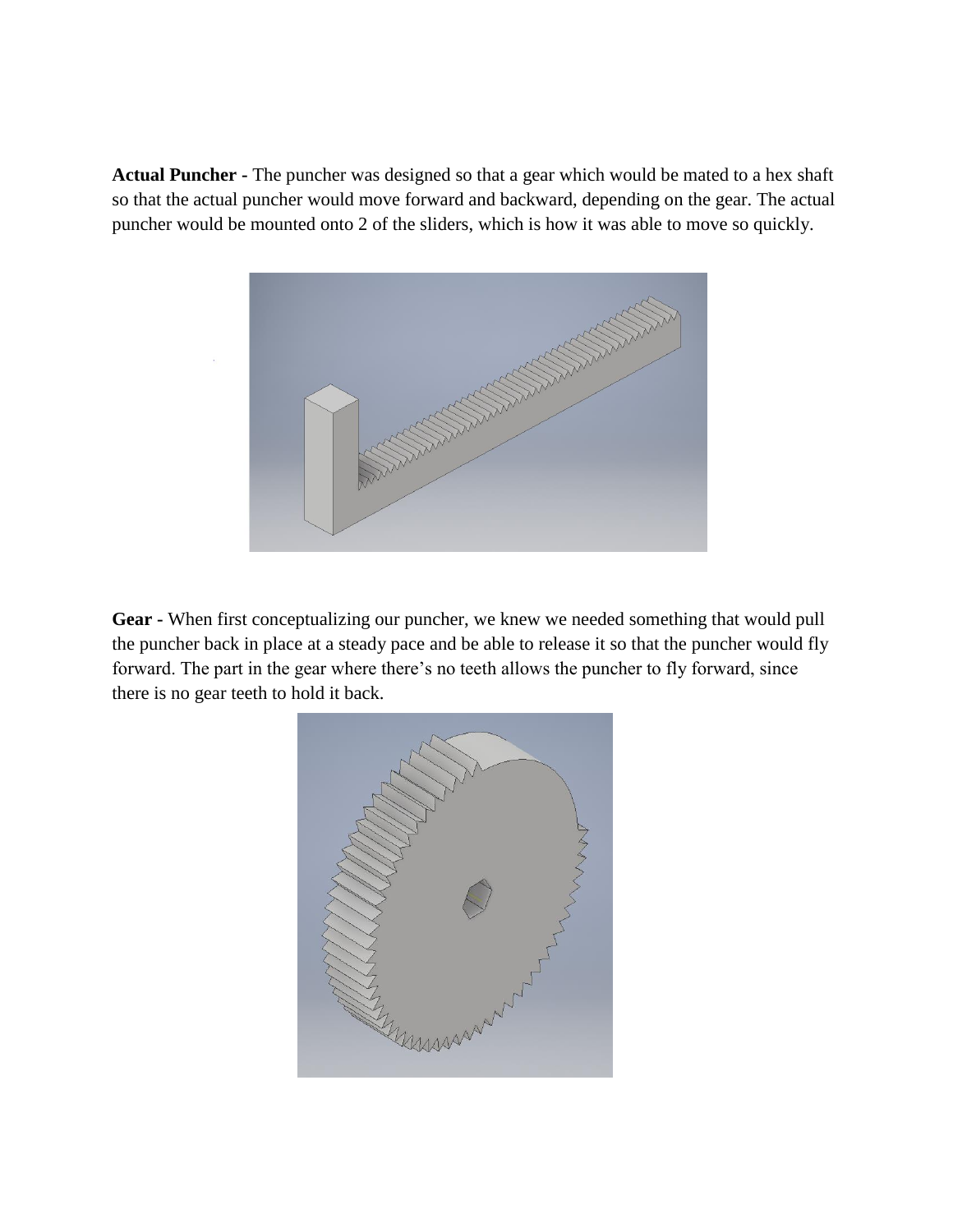**Actual Puncher -** The puncher was designed so that a gear which would be mated to a hex shaft so that the actual puncher would move forward and backward, depending on the gear. The actual puncher would be mounted onto 2 of the sliders, which is how it was able to move so quickly.

**Gear -** When first conceptualizing our puncher, we knew we needed something that would pull the puncher back in place at a steady pace and be able to release it so that the puncher would fly forward. The part in the gear where there's no teeth allows the puncher to fly forward, since there is no gear teeth to hold it back.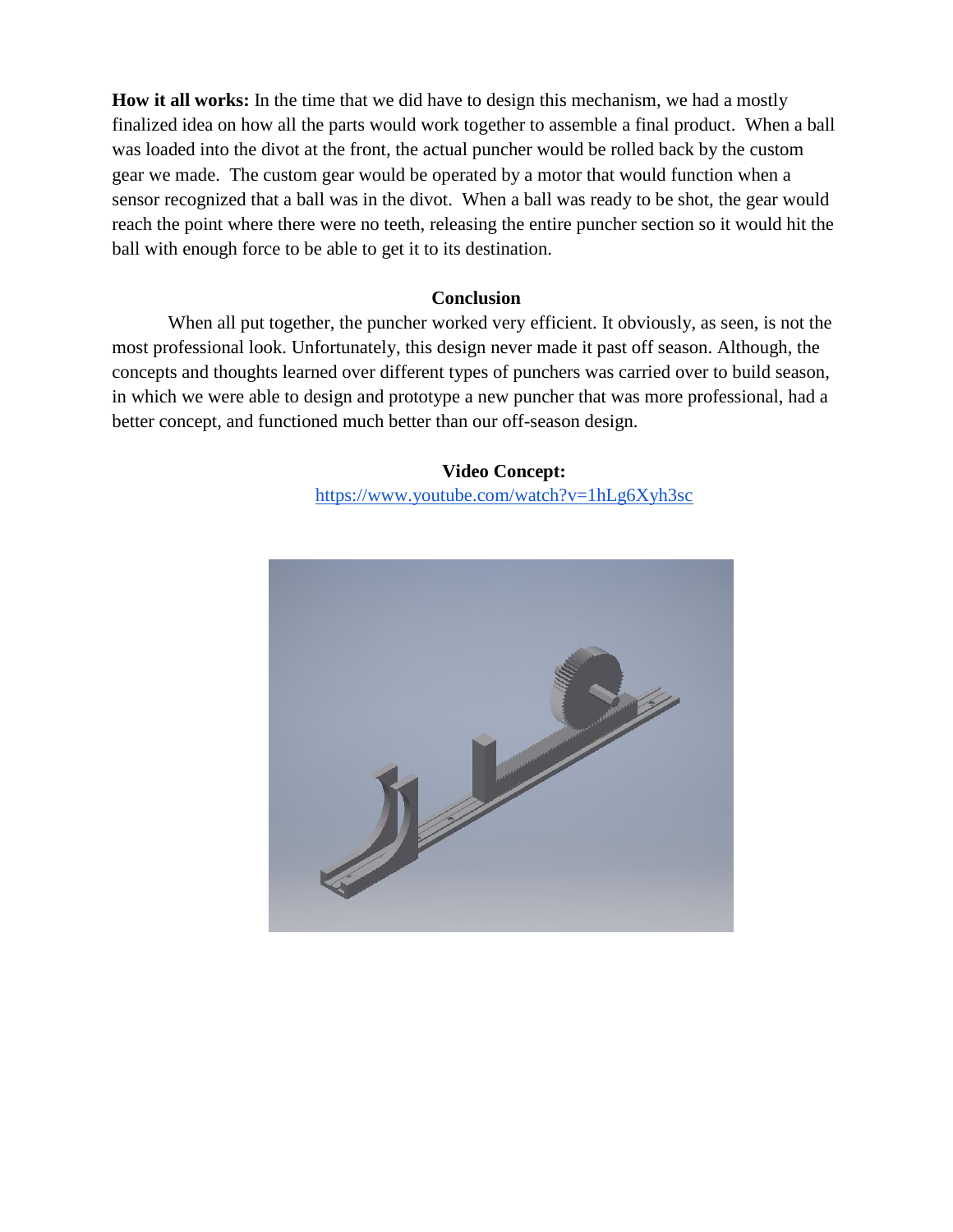**How it all works:** In the time that we did have to design this mechanism, we had a mostly finalized idea on how all the parts would work together to assemble a final product. When a ball was loaded into the divot at the front, the actual puncher would be rolled back by the custom gear we made. The custom gear would be operated by a motor that would function when a sensor recognized that a ball was in the divot. When a ball was ready to be shot, the gear would reach the point where there were no teeth, releasing the entire puncher section so it would hit the ball with enough force to be able to get it to its destination.

## Conclusion

When all put together, the puncher worked very efficient. It obviously, as seen, is not the most professional look. Unfortunately, this design never made it past off season. Although, the concepts and thoughts learned over different types of punchers was carried over to build season, in which we were able to design and prototype a new puncher that was more professional, had a better concept, and functioned much better than our off-season design.

**Video Concept:**

https://www.youtube.com/watch?v=1hLg6Xyh3sc